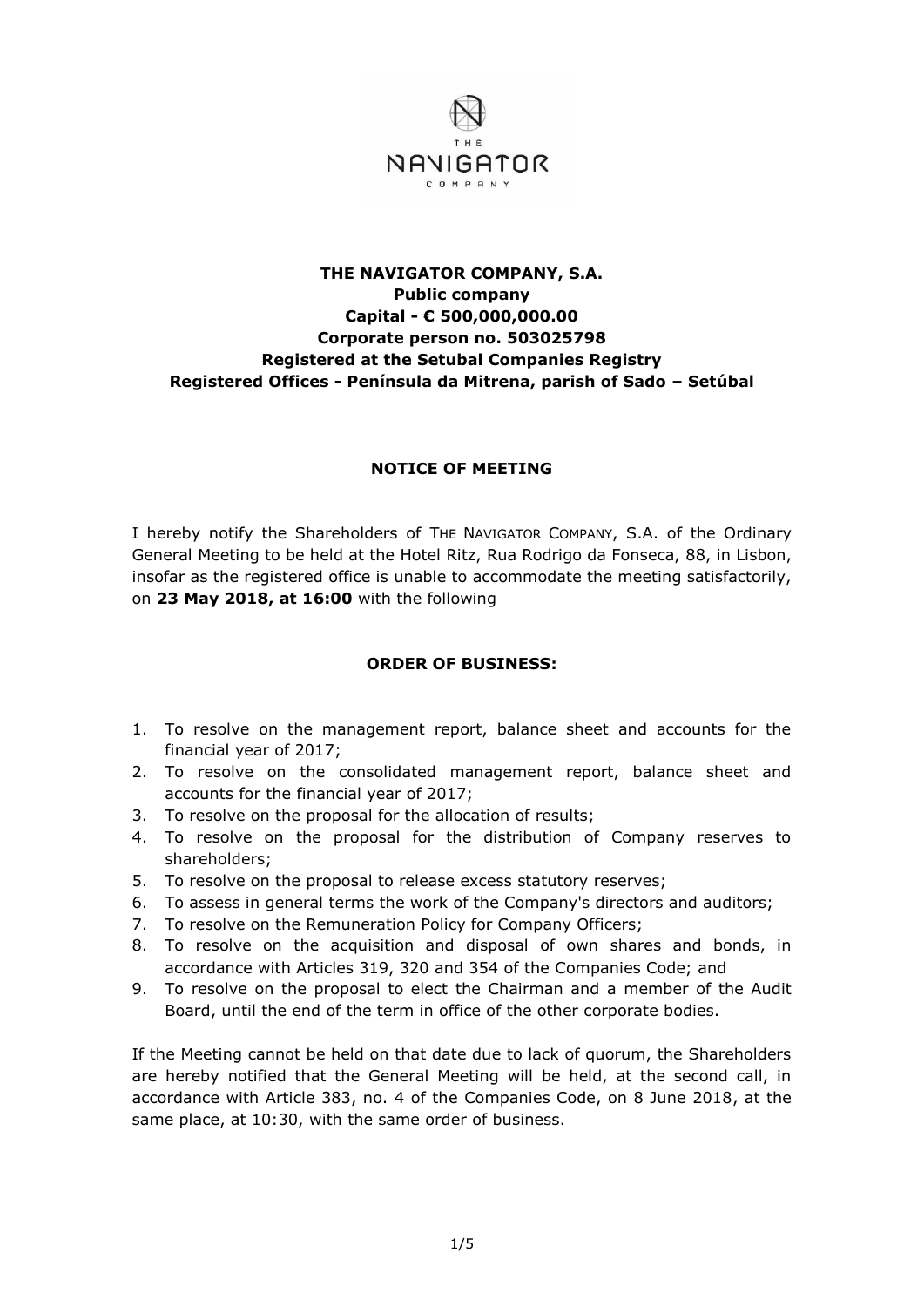# THE NAVIGATOR COMPANY, S.A.

**Public company**
**Capital - € 500,000,000.00**
**Corporate person no. 503025798**
**Registered at the Setubal Companies Registry**
**Registered Offices - Península da Mitrena, parish of Sado – Setúbal**

## NOTICE OF MEETING

I hereby notify the Shareholders of THE NAVIGATOR COMPANY, S.A. of the Ordinary General Meeting to be held at the Hotel Ritz, Rua Rodrigo da Fonseca, 88, in Lisbon, insofar as the registered office is unable to accommodate the meeting satisfactorily, on **23 May 2018, at 16:00** with the following

## ORDER OF BUSINESS:

1. To resolve on the management report, balance sheet and accounts for the financial year of 2017;
2. To resolve on the consolidated management report, balance sheet and accounts for the financial year of 2017;
3. To resolve on the proposal for the allocation of results;
4. To resolve on the proposal for the distribution of Company reserves to shareholders;
5. To resolve on the proposal to release excess statutory reserves;
6. To assess in general terms the work of the Company's directors and auditors;
7. To resolve on the Remuneration Policy for Company Officers;
8. To resolve on the acquisition and disposal of own shares and bonds, in accordance with Articles 319, 320 and 354 of the Companies Code; and
9. To resolve on the proposal to elect the Chairman and a member of the Audit Board, until the end of the term in office of the other corporate bodies.

If the Meeting cannot be held on that date due to lack of quorum, the Shareholders are hereby notified that the General Meeting will be held, at the second call, in accordance with Article 383, no. 4 of the Companies Code, on 8 June 2018, at the same place, at 10:30, with the same order of business.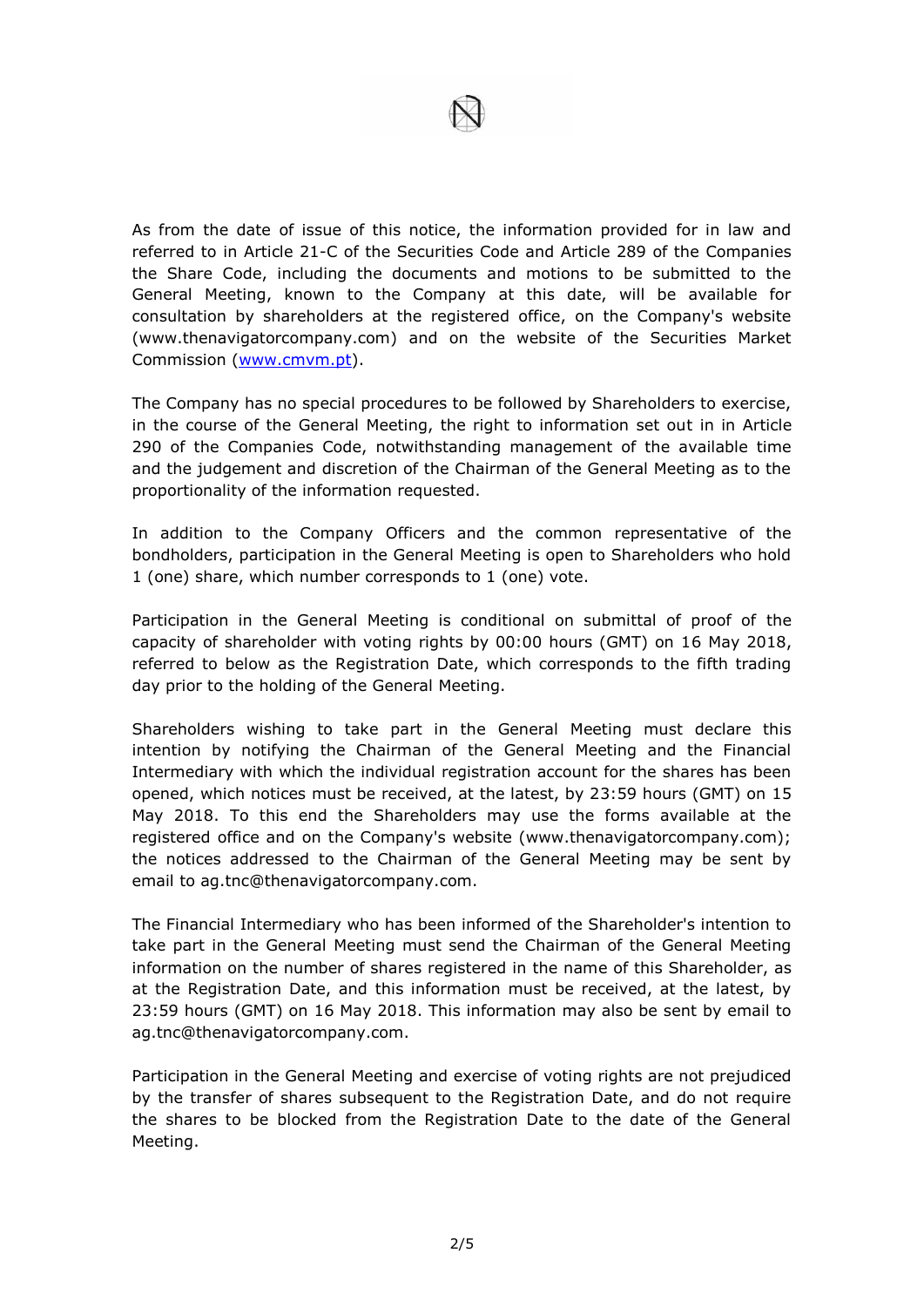As from the date of issue of this notice, the information provided for in law and referred to in Article 21-C of the Securities Code and Article 289 of the Companies the Share Code, including the documents and motions to be submitted to the General Meeting, known to the Company at this date, will be available for consultation by shareholders at the registered office, on the Company's website (www.thenavigatorcompany.com) and on the website of the Securities Market Commission (www.cmvm.pt).

The Company has no special procedures to be followed by Shareholders to exercise, in the course of the General Meeting, the right to information set out in in Article 290 of the Companies Code, notwithstanding management of the available time and the judgement and discretion of the Chairman of the General Meeting as to the proportionality of the information requested.

In addition to the Company Officers and the common representative of the bondholders, participation in the General Meeting is open to Shareholders who hold 1 (one) share, which number corresponds to 1 (one) vote.

Participation in the General Meeting is conditional on submittal of proof of the capacity of shareholder with voting rights by 00:00 hours (GMT) on 16 May 2018, referred to below as the Registration Date, which corresponds to the fifth trading day prior to the holding of the General Meeting.

Shareholders wishing to take part in the General Meeting must declare this intention by notifying the Chairman of the General Meeting and the Financial Intermediary with which the individual registration account for the shares has been opened, which notices must be received, at the latest, by 23:59 hours (GMT) on 15 May 2018. To this end the Shareholders may use the forms available at the registered office and on the Company's website (www.thenavigatorcompany.com); the notices addressed to the Chairman of the General Meeting may be sent by email to ag.tnc@thenavigatorcompany.com.

The Financial Intermediary who has been informed of the Shareholder's intention to take part in the General Meeting must send the Chairman of the General Meeting information on the number of shares registered in the name of this Shareholder, as at the Registration Date, and this information must be received, at the latest, by 23:59 hours (GMT) on 16 May 2018. This information may also be sent by email to ag.tnc@thenavigatorcompany.com.

Participation in the General Meeting and exercise of voting rights are not prejudiced by the transfer of shares subsequent to the Registration Date, and do not require the shares to be blocked from the Registration Date to the date of the General Meeting.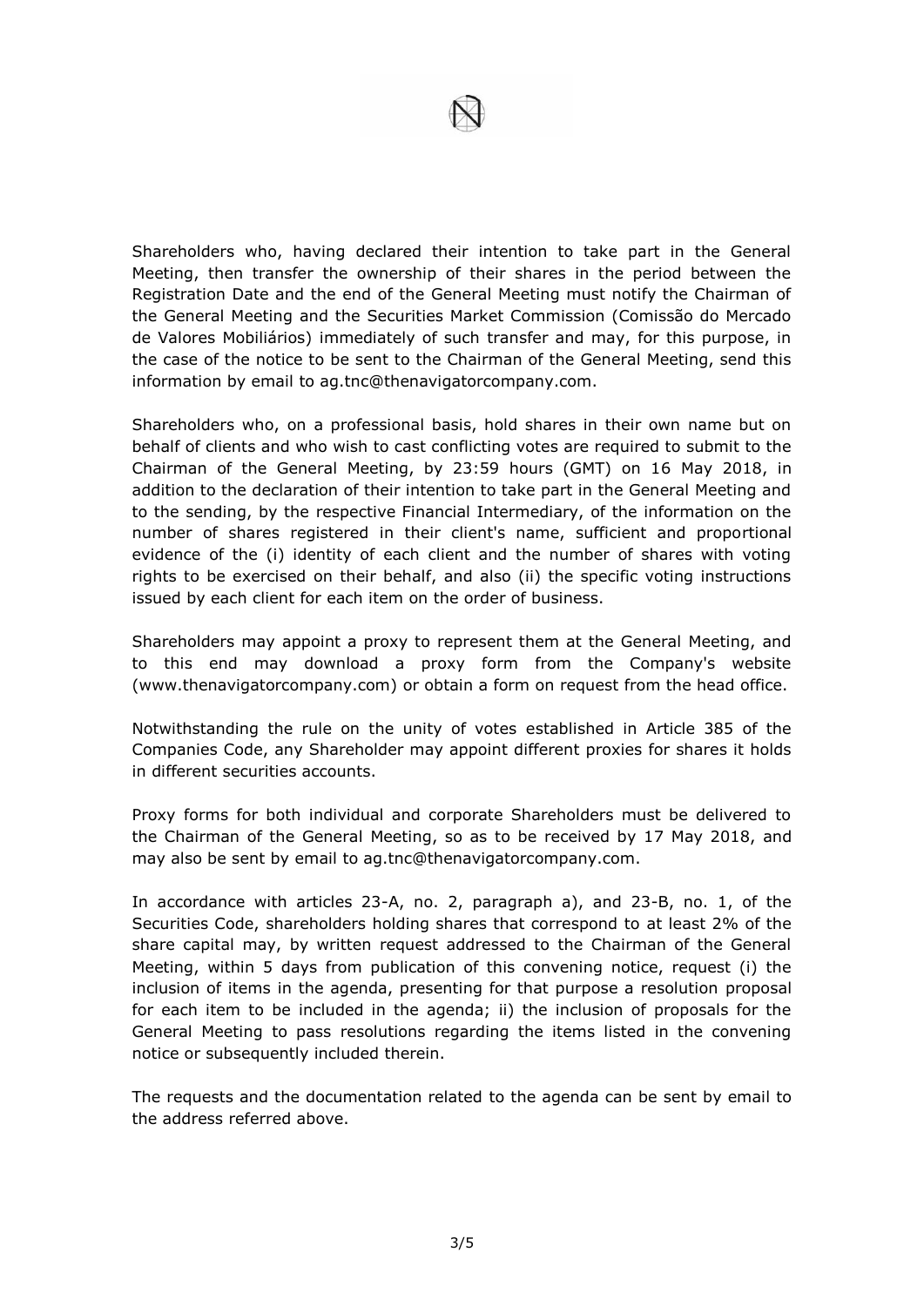Shareholders who, having declared their intention to take part in the General Meeting, then transfer the ownership of their shares in the period between the Registration Date and the end of the General Meeting must notify the Chairman of the General Meeting and the Securities Market Commission (Comissão do Mercado de Valores Mobiliários) immediately of such transfer and may, for this purpose, in the case of the notice to be sent to the Chairman of the General Meeting, send this information by email to ag.tnc@thenavigatorcompany.com.

Shareholders who, on a professional basis, hold shares in their own name but on behalf of clients and who wish to cast conflicting votes are required to submit to the Chairman of the General Meeting, by 23:59 hours (GMT) on 16 May 2018, in addition to the declaration of their intention to take part in the General Meeting and to the sending, by the respective Financial Intermediary, of the information on the number of shares registered in their client's name, sufficient and proportional evidence of the (i) identity of each client and the number of shares with voting rights to be exercised on their behalf, and also (ii) the specific voting instructions issued by each client for each item on the order of business.

Shareholders may appoint a proxy to represent them at the General Meeting, and to this end may download a proxy form from the Company's website (www.thenavigatorcompany.com) or obtain a form on request from the head office.

Notwithstanding the rule on the unity of votes established in Article 385 of the Companies Code, any Shareholder may appoint different proxies for shares it holds in different securities accounts.

Proxy forms for both individual and corporate Shareholders must be delivered to the Chairman of the General Meeting, so as to be received by 17 May 2018, and may also be sent by email to ag.tnc@thenavigatorcompany.com.

In accordance with articles 23-A, no. 2, paragraph a), and 23-B, no. 1, of the Securities Code, shareholders holding shares that correspond to at least 2% of the share capital may, by written request addressed to the Chairman of the General Meeting, within 5 days from publication of this convening notice, request (i) the inclusion of items in the agenda, presenting for that purpose a resolution proposal for each item to be included in the agenda; ii) the inclusion of proposals for the General Meeting to pass resolutions regarding the items listed in the convening notice or subsequently included therein.

The requests and the documentation related to the agenda can be sent by email to the address referred above.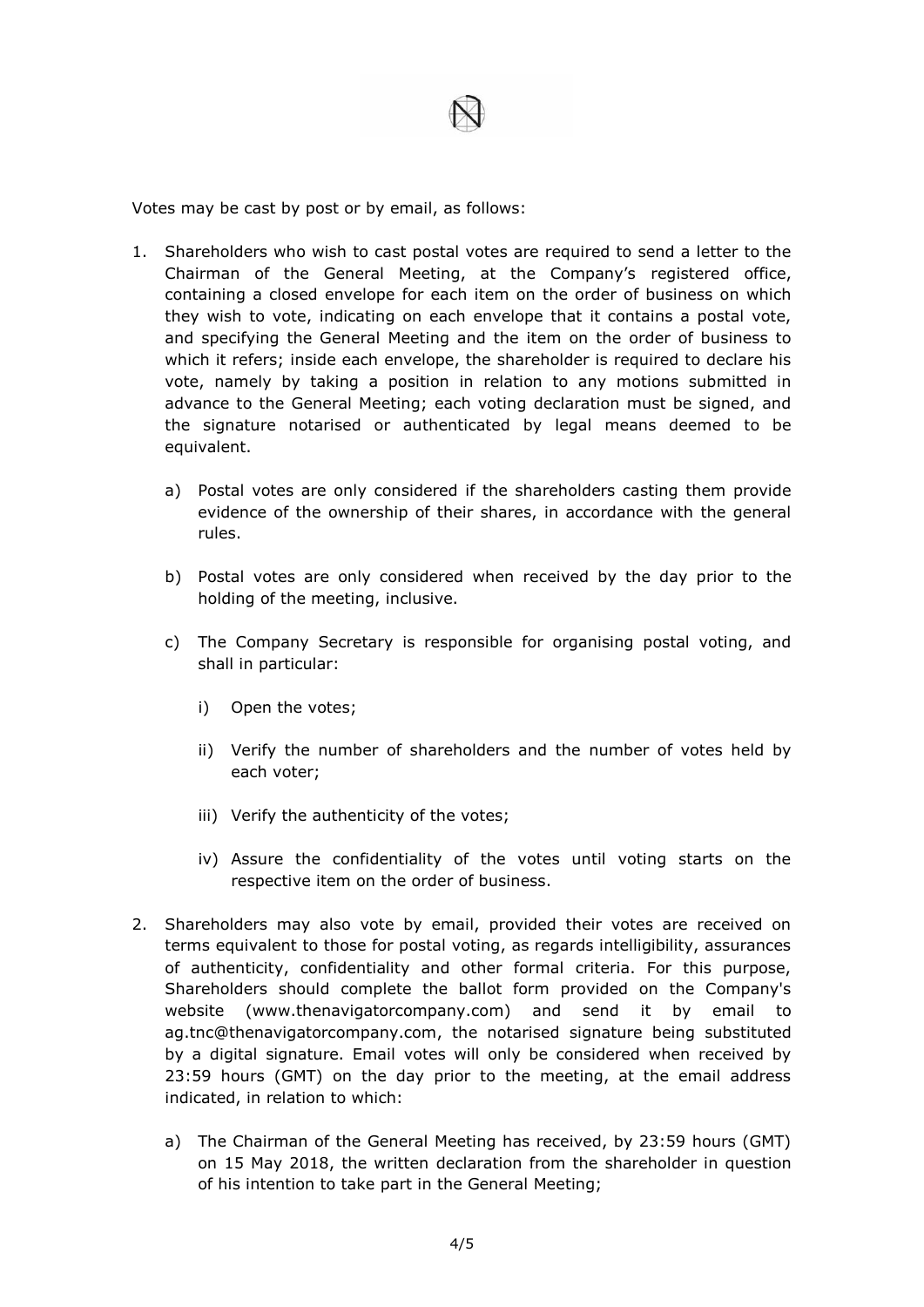Votes may be cast by post or by email, as follows:

1. Shareholders who wish to cast postal votes are required to send a letter to the Chairman of the General Meeting, at the Company's registered office, containing a closed envelope for each item on the order of business on which they wish to vote, indicating on each envelope that it contains a postal vote, and specifying the General Meeting and the item on the order of business to which it refers; inside each envelope, the shareholder is required to declare his vote, namely by taking a position in relation to any motions submitted in advance to the General Meeting; each voting declaration must be signed, and the signature notarised or authenticated by legal means deemed to be equivalent.

   a) Postal votes are only considered if the shareholders casting them provide evidence of the ownership of their shares, in accordance with the general rules.

   b) Postal votes are only considered when received by the day prior to the holding of the meeting, inclusive.

   c) The Company Secretary is responsible for organising postal voting, and shall in particular:

      i) Open the votes;

      ii) Verify the number of shareholders and the number of votes held by each voter;

      iii) Verify the authenticity of the votes;

      iv) Assure the confidentiality of the votes until voting starts on the respective item on the order of business.

2. Shareholders may also vote by email, provided their votes are received on terms equivalent to those for postal voting, as regards intelligibility, assurances of authenticity, confidentiality and other formal criteria. For this purpose, Shareholders should complete the ballot form provided on the Company's website (www.thenavigatorcompany.com) and send it by email to ag.tnc@thenavigatorcompany.com, the notarised signature being substituted by a digital signature. Email votes will only be considered when received by 23:59 hours (GMT) on the day prior to the meeting, at the email address indicated, in relation to which:

   a) The Chairman of the General Meeting has received, by 23:59 hours (GMT) on 15 May 2018, the written declaration from the shareholder in question of his intention to take part in the General Meeting;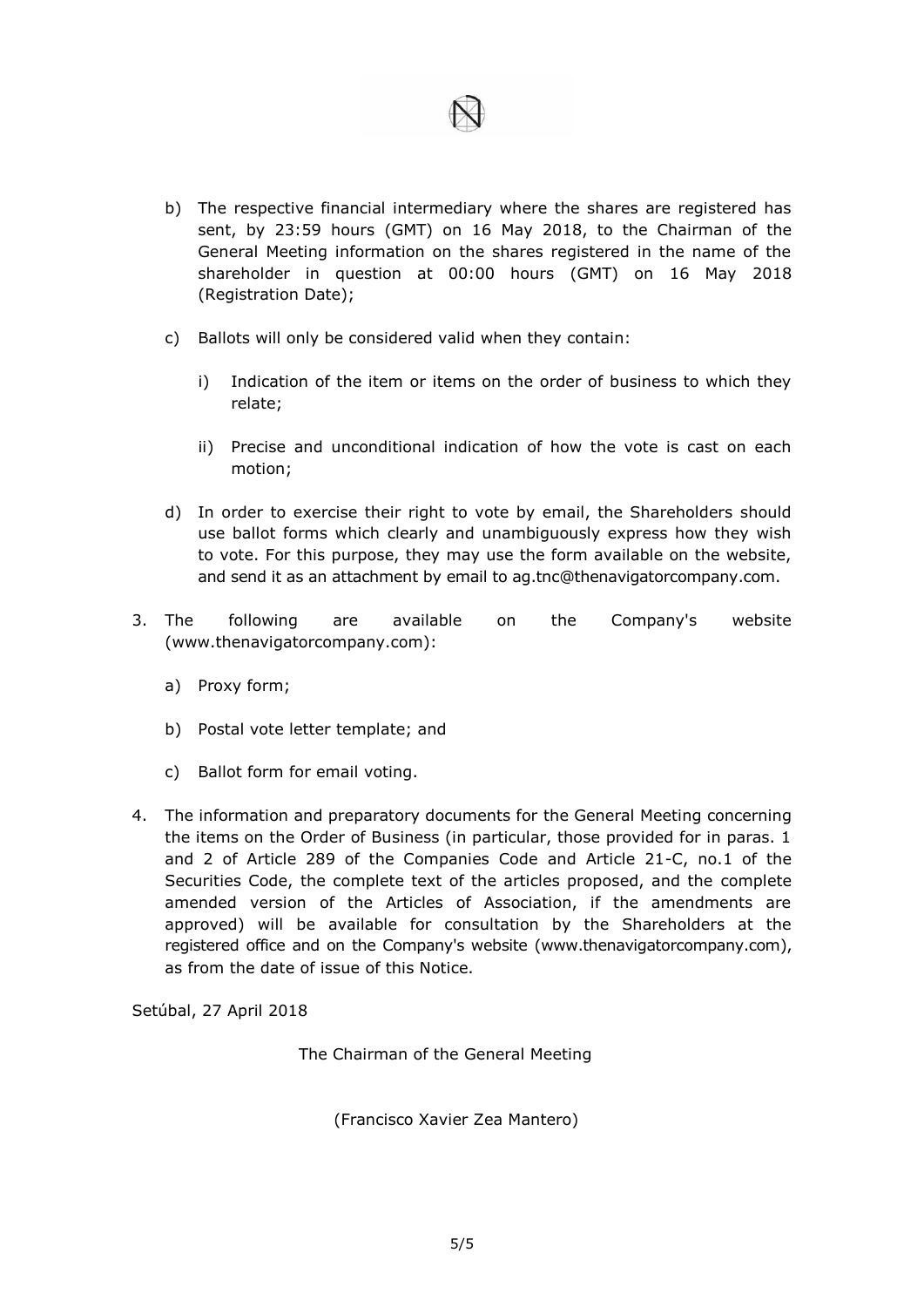b) The respective financial intermediary where the shares are registered has sent, by 23:59 hours (GMT) on 16 May 2018, to the Chairman of the General Meeting information on the shares registered in the name of the shareholder in question at 00:00 hours (GMT) on 16 May 2018 (Registration Date);

c) Ballots will only be considered valid when they contain:

   i) Indication of the item or items on the order of business to which they relate;

   ii) Precise and unconditional indication of how the vote is cast on each motion;

d) In order to exercise their right to vote by email, the Shareholders should use ballot forms which clearly and unambiguously express how they wish to vote. For this purpose, they may use the form available on the website, and send it as an attachment by email to ag.tnc@thenavigatorcompany.com.

3. The following are available on the Company's website (www.thenavigatorcompany.com):

   a) Proxy form;

   b) Postal vote letter template; and

   c) Ballot form for email voting.

4. The information and preparatory documents for the General Meeting concerning the items on the Order of Business (in particular, those provided for in paras. 1 and 2 of Article 289 of the Companies Code and Article 21-C, no.1 of the Securities Code, the complete text of the articles proposed, and the complete amended version of the Articles of Association, if the amendments are approved) will be available for consultation by the Shareholders at the registered office and on the Company's website (www.thenavigatorcompany.com), as from the date of issue of this Notice.

Setúbal, 27 April 2018

The Chairman of the General Meeting

(Francisco Xavier Zea Mantero)